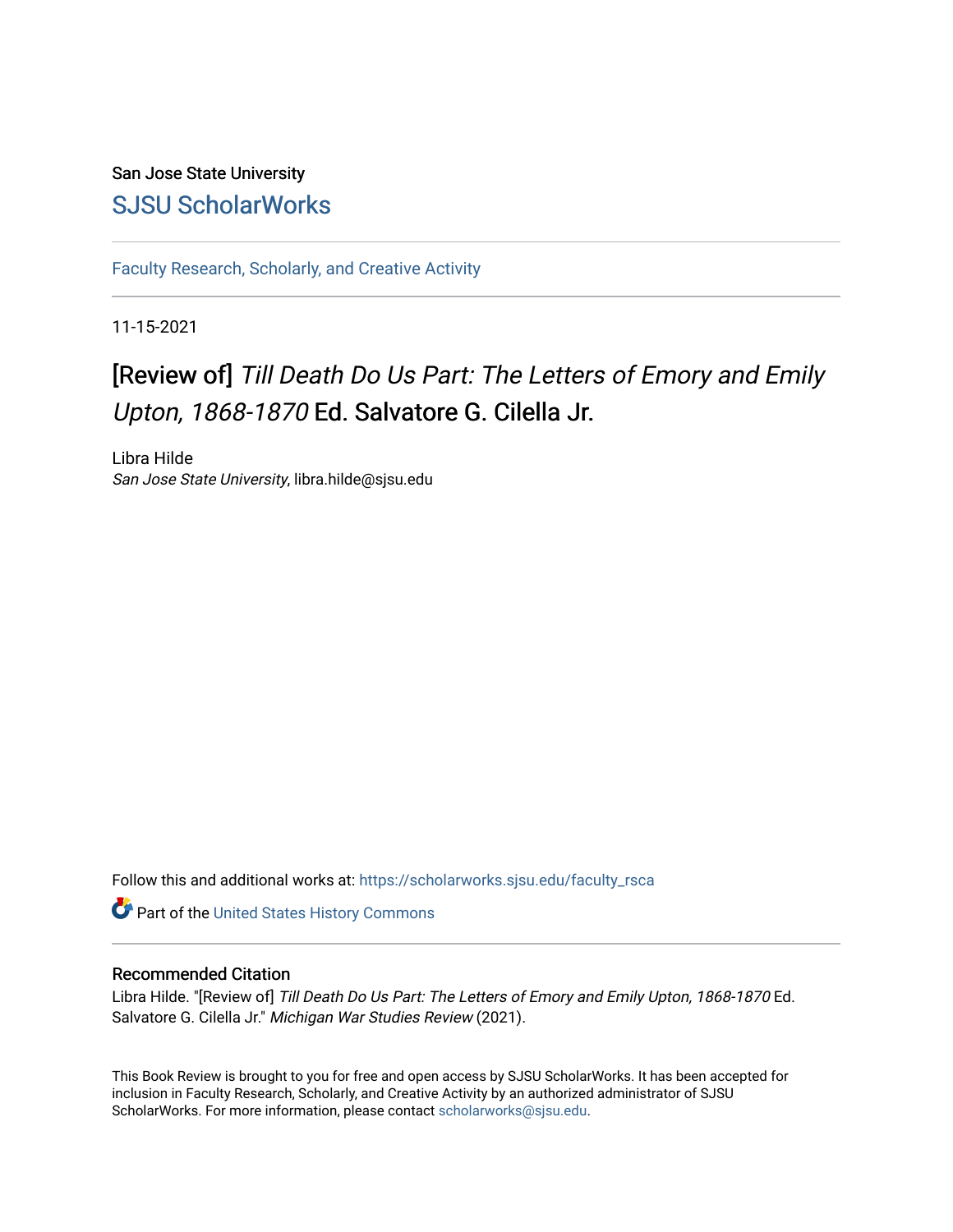San Jose State University

# SJSU ScholarWorks

Faculty Research, Scholarly, and Creative Activity

11-15-2021

# [Review of] *Till Death Do Us Part: The Letters of Emory and Emily Upton, 1868-1870* Ed. Salvatore G. Cilella Jr.

Libra Hilde
*San Jose State University*, libra.hilde@sjsu.edu

Follow this and additional works at: https://scholarworks.sjsu.edu/faculty_rsca

Part of the United States History Commons

## Recommended Citation

Libra Hilde. "[Review of] *Till Death Do Us Part: The Letters of Emory and Emily Upton, 1868-1870* Ed. Salvatore G. Cilella Jr." *Michigan War Studies Review* (2021).

This Book Review is brought to you for free and open access by SJSU ScholarWorks. It has been accepted for inclusion in Faculty Research, Scholarly, and Creative Activity by an authorized administrator of SJSU ScholarWorks. For more information, please contact scholarworks@sjsu.edu.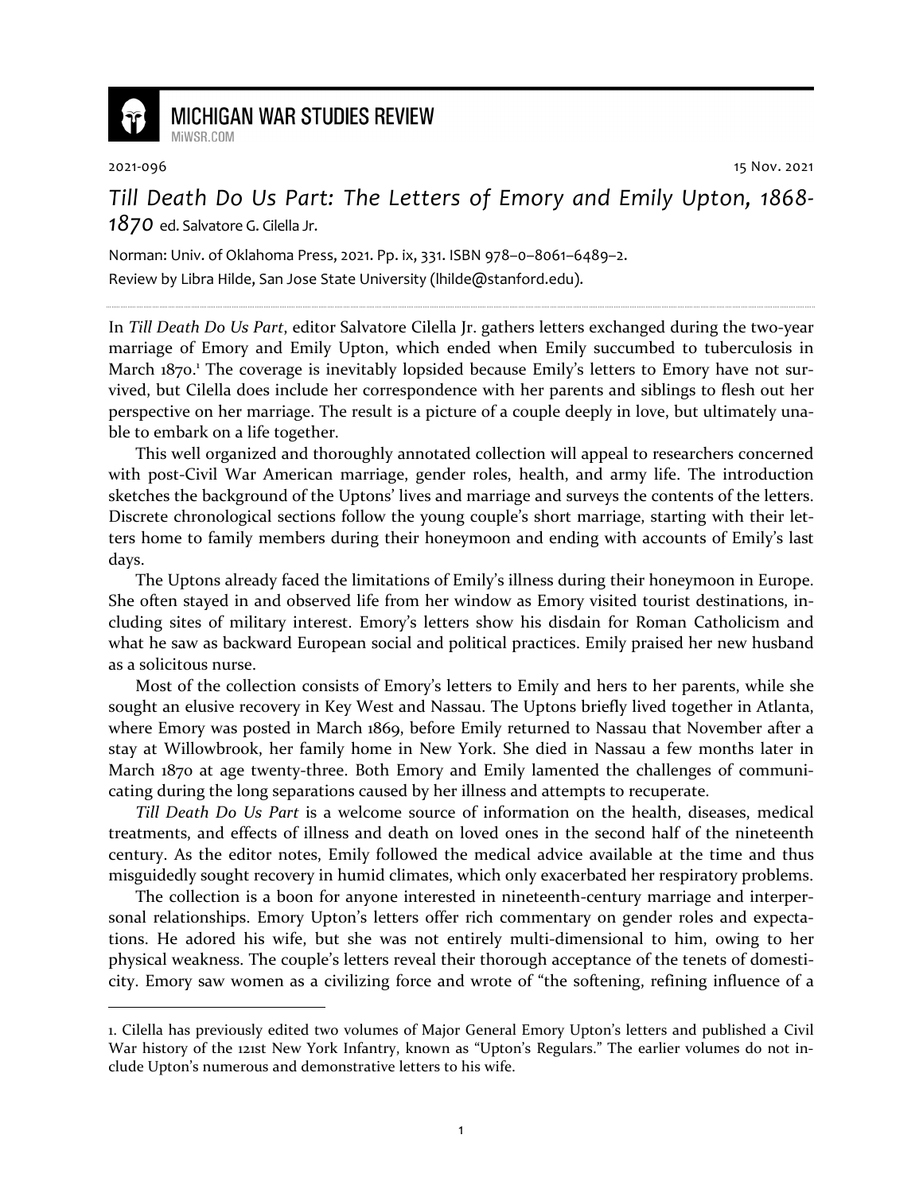# MICHIGAN WAR STUDIES REVIEW

MiWSR.COM

2021-096

15 Nov. 2021

## *Till Death Do Us Part: The Letters of Emory and Emily Upton, 1868-1870* ed. Salvatore G. Cilella Jr.

Norman: Univ. of Oklahoma Press, 2021. Pp. ix, 331. ISBN 978–0–8061–6489–2.

Review by Libra Hilde, San Jose State University (lhilde@stanford.edu).

---

In *Till Death Do Us Part*, editor Salvatore Cilella Jr. gathers letters exchanged during the two-year marriage of Emory and Emily Upton, which ended when Emily succumbed to tuberculosis in March 1870.[1] The coverage is inevitably lopsided because Emily's letters to Emory have not survived, but Cilella does include her correspondence with her parents and siblings to flesh out her perspective on her marriage. The result is a picture of a couple deeply in love, but ultimately unable to embark on a life together.

This well organized and thoroughly annotated collection will appeal to researchers concerned with post-Civil War American marriage, gender roles, health, and army life. The introduction sketches the background of the Uptons' lives and marriage and surveys the contents of the letters. Discrete chronological sections follow the young couple's short marriage, starting with their letters home to family members during their honeymoon and ending with accounts of Emily's last days.

The Uptons already faced the limitations of Emily's illness during their honeymoon in Europe. She often stayed in and observed life from her window as Emory visited tourist destinations, including sites of military interest. Emory's letters show his disdain for Roman Catholicism and what he saw as backward European social and political practices. Emily praised her new husband as a solicitous nurse.

Most of the collection consists of Emory's letters to Emily and hers to her parents, while she sought an elusive recovery in Key West and Nassau. The Uptons briefly lived together in Atlanta, where Emory was posted in March 1869, before Emily returned to Nassau that November after a stay at Willowbrook, her family home in New York. She died in Nassau a few months later in March 1870 at age twenty-three. Both Emory and Emily lamented the challenges of communicating during the long separations caused by her illness and attempts to recuperate.

*Till Death Do Us Part* is a welcome source of information on the health, diseases, medical treatments, and effects of illness and death on loved ones in the second half of the nineteenth century. As the editor notes, Emily followed the medical advice available at the time and thus misguidedly sought recovery in humid climates, which only exacerbated her respiratory problems.

The collection is a boon for anyone interested in nineteenth-century marriage and interpersonal relationships. Emory Upton's letters offer rich commentary on gender roles and expectations. He adored his wife, but she was not entirely multi-dimensional to him, owing to her physical weakness. The couple's letters reveal their thorough acceptance of the tenets of domesticity. Emory saw women as a civilizing force and wrote of "the softening, refining influence of a

---

1. Cilella has previously edited two volumes of Major General Emory Upton's letters and published a Civil War history of the 121st New York Infantry, known as "Upton's Regulars." The earlier volumes do not include Upton's numerous and demonstrative letters to his wife.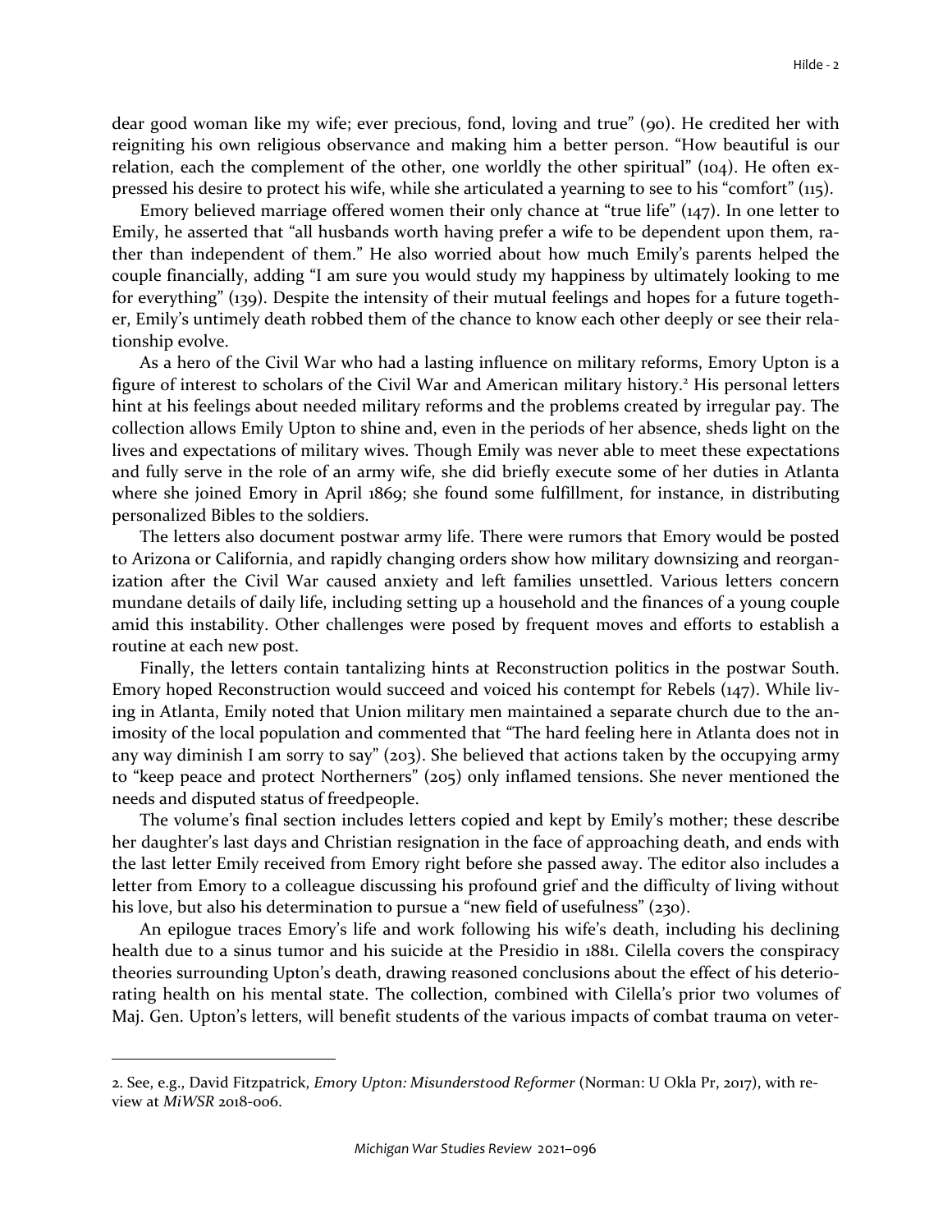dear good woman like my wife; ever precious, fond, loving and true" (90). He credited her with reigniting his own religious observance and making him a better person. "How beautiful is our relation, each the complement of the other, one worldly the other spiritual" (104). He often expressed his desire to protect his wife, while she articulated a yearning to see to his "comfort" (115).

Emory believed marriage offered women their only chance at "true life" (147). In one letter to Emily, he asserted that "all husbands worth having prefer a wife to be dependent upon them, rather than independent of them." He also worried about how much Emily's parents helped the couple financially, adding "I am sure you would study my happiness by ultimately looking to me for everything" (139). Despite the intensity of their mutual feelings and hopes for a future together, Emily's untimely death robbed them of the chance to know each other deeply or see their relationship evolve.

As a hero of the Civil War who had a lasting influence on military reforms, Emory Upton is a figure of interest to scholars of the Civil War and American military history.[2] His personal letters hint at his feelings about needed military reforms and the problems created by irregular pay. The collection allows Emily Upton to shine and, even in the periods of her absence, sheds light on the lives and expectations of military wives. Though Emily was never able to meet these expectations and fully serve in the role of an army wife, she did briefly execute some of her duties in Atlanta where she joined Emory in April 1869; she found some fulfillment, for instance, in distributing personalized Bibles to the soldiers.

The letters also document postwar army life. There were rumors that Emory would be posted to Arizona or California, and rapidly changing orders show how military downsizing and reorganization after the Civil War caused anxiety and left families unsettled. Various letters concern mundane details of daily life, including setting up a household and the finances of a young couple amid this instability. Other challenges were posed by frequent moves and efforts to establish a routine at each new post.

Finally, the letters contain tantalizing hints at Reconstruction politics in the postwar South. Emory hoped Reconstruction would succeed and voiced his contempt for Rebels (147). While living in Atlanta, Emily noted that Union military men maintained a separate church due to the animosity of the local population and commented that "The hard feeling here in Atlanta does not in any way diminish I am sorry to say" (203). She believed that actions taken by the occupying army to "keep peace and protect Northerners" (205) only inflamed tensions. She never mentioned the needs and disputed status of freedpeople.

The volume's final section includes letters copied and kept by Emily's mother; these describe her daughter's last days and Christian resignation in the face of approaching death, and ends with the last letter Emily received from Emory right before she passed away. The editor also includes a letter from Emory to a colleague discussing his profound grief and the difficulty of living without his love, but also his determination to pursue a "new field of usefulness" (230).

An epilogue traces Emory's life and work following his wife's death, including his declining health due to a sinus tumor and his suicide at the Presidio in 1881. Cilella covers the conspiracy theories surrounding Upton's death, drawing reasoned conclusions about the effect of his deteriorating health on his mental state. The collection, combined with Cilella's prior two volumes of Maj. Gen. Upton's letters, will benefit students of the various impacts of combat trauma on veter-

---

2. See, e.g., David Fitzpatrick, *Emory Upton: Misunderstood Reformer* (Norman: U Okla Pr, 2017), with review at *MiWSR* 2018-006.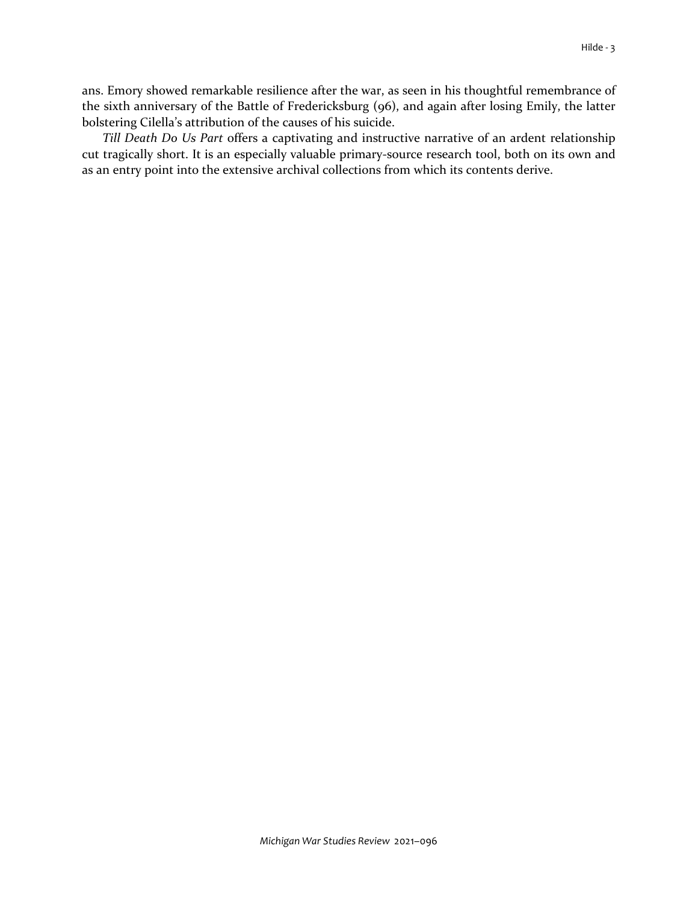ans. Emory showed remarkable resilience after the war, as seen in his thoughtful remembrance of the sixth anniversary of the Battle of Fredericksburg (96), and again after losing Emily, the latter bolstering Cilella's attribution of the causes of his suicide.

*Till Death Do Us Part* offers a captivating and instructive narrative of an ardent relationship cut tragically short. It is an especially valuable primary-source research tool, both on its own and as an entry point into the extensive archival collections from which its contents derive.